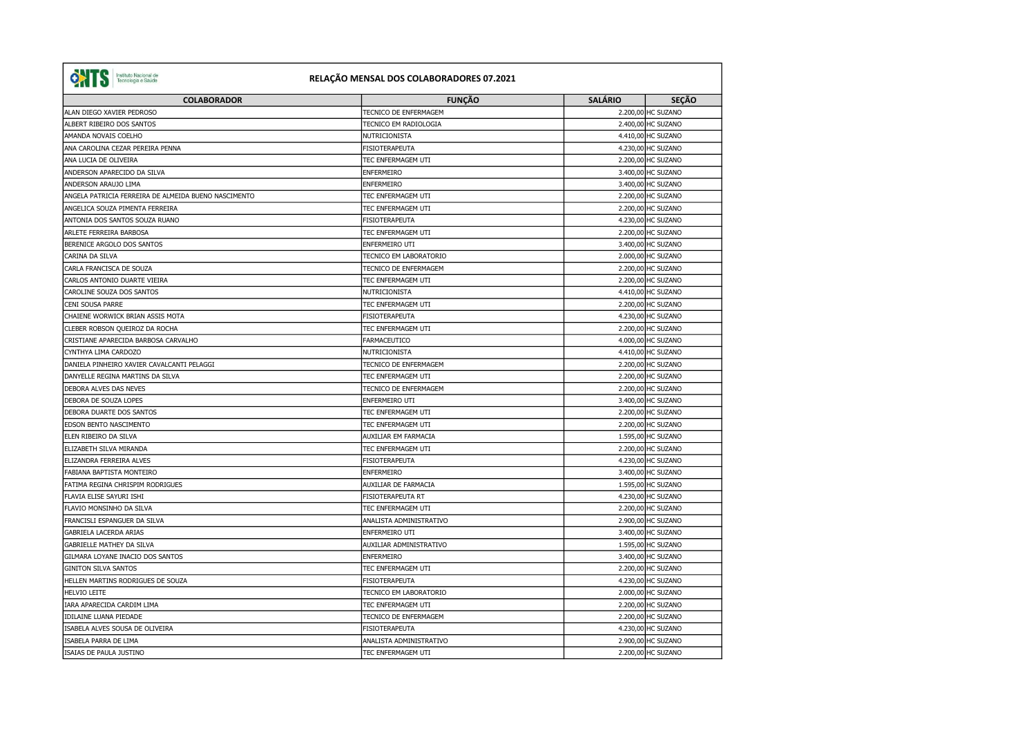Instituto Nacional de Tecnologia e Saúde

# RELAÇÃO MENSAL DOS COLABORADORES 07.2021

| COLABORADOR | FUNÇÃO | SALÁRIO | SEÇÃO |
|---|---|---|---|
| ALAN DIEGO XAVIER PEDROSO | TECNICO DE ENFERMAGEM | 2.200,00 | HC SUZANO |
| ALBERT RIBEIRO DOS SANTOS | TECNICO EM RADIOLOGIA | 2.400,00 | HC SUZANO |
| AMANDA NOVAIS COELHO | NUTRICIONISTA | 4.410,00 | HC SUZANO |
| ANA CAROLINA CEZAR PEREIRA PENNA | FISIOTERAPEUTA | 4.230,00 | HC SUZANO |
| ANA LUCIA DE OLIVEIRA | TEC ENFERMAGEM UTI | 2.200,00 | HC SUZANO |
| ANDERSON APARECIDO DA SILVA | ENFERMEIRO | 3.400,00 | HC SUZANO |
| ANDERSON ARAUJO LIMA | ENFERMEIRO | 3.400,00 | HC SUZANO |
| ANGELA PATRICIA FERREIRA DE ALMEIDA BUENO NASCIMENTO | TEC ENFERMAGEM UTI | 2.200,00 | HC SUZANO |
| ANGELICA SOUZA PIMENTA FERREIRA | TEC ENFERMAGEM UTI | 2.200,00 | HC SUZANO |
| ANTONIA DOS SANTOS SOUZA RUANO | FISIOTERAPEUTA | 4.230,00 | HC SUZANO |
| ARLETE FERREIRA BARBOSA | TEC ENFERMAGEM UTI | 2.200,00 | HC SUZANO |
| BERENICE ARGOLO DOS SANTOS | ENFERMEIRO UTI | 3.400,00 | HC SUZANO |
| CARINA DA SILVA | TECNICO EM LABORATORIO | 2.000,00 | HC SUZANO |
| CARLA FRANCISCA DE SOUZA | TECNICO DE ENFERMAGEM | 2.200,00 | HC SUZANO |
| CARLOS ANTONIO DUARTE VIEIRA | TEC ENFERMAGEM UTI | 2.200,00 | HC SUZANO |
| CAROLINE SOUZA DOS SANTOS | NUTRICIONISTA | 4.410,00 | HC SUZANO |
| CENI SOUSA PARRE | TEC ENFERMAGEM UTI | 2.200,00 | HC SUZANO |
| CHAIENE WORWICK BRIAN ASSIS MOTA | FISIOTERAPEUTA | 4.230,00 | HC SUZANO |
| CLEBER ROBSON QUEIROZ DA ROCHA | TEC ENFERMAGEM UTI | 2.200,00 | HC SUZANO |
| CRISTIANE APARECIDA BARBOSA CARVALHO | FARMACEUTICO | 4.000,00 | HC SUZANO |
| CYNTHYA LIMA CARDOZO | NUTRICIONISTA | 4.410,00 | HC SUZANO |
| DANIELA PINHEIRO XAVIER CAVALCANTI PELAGGI | TECNICO DE ENFERMAGEM | 2.200,00 | HC SUZANO |
| DANYELLE REGINA MARTINS DA SILVA | TEC ENFERMAGEM UTI | 2.200,00 | HC SUZANO |
| DEBORA ALVES DAS NEVES | TECNICO DE ENFERMAGEM | 2.200,00 | HC SUZANO |
| DEBORA DE SOUZA LOPES | ENFERMEIRO UTI | 3.400,00 | HC SUZANO |
| DEBORA DUARTE DOS SANTOS | TEC ENFERMAGEM UTI | 2.200,00 | HC SUZANO |
| EDSON BENTO NASCIMENTO | TEC ENFERMAGEM UTI | 2.200,00 | HC SUZANO |
| ELEN RIBEIRO DA SILVA | AUXILIAR EM FARMACIA | 1.595,00 | HC SUZANO |
| ELIZABETH SILVA MIRANDA | TEC ENFERMAGEM UTI | 2.200,00 | HC SUZANO |
| ELIZANDRA FERREIRA ALVES | FISIOTERAPEUTA | 4.230,00 | HC SUZANO |
| FABIANA BAPTISTA MONTEIRO | ENFERMEIRO | 3.400,00 | HC SUZANO |
| FATIMA REGINA CHRISPIM RODRIGUES | AUXILIAR DE FARMACIA | 1.595,00 | HC SUZANO |
| FLAVIA ELISE SAYURI ISHI | FISIOTERAPEUTA RT | 4.230,00 | HC SUZANO |
| FLAVIO MONSINHO DA SILVA | TEC ENFERMAGEM UTI | 2.200,00 | HC SUZANO |
| FRANCISLI ESPANGUER DA SILVA | ANALISTA ADMINISTRATIVO | 2.900,00 | HC SUZANO |
| GABRIELA LACERDA ARIAS | ENFERMEIRO UTI | 3.400,00 | HC SUZANO |
| GABRIELLE MATHEY DA SILVA | AUXILIAR ADMINISTRATIVO | 1.595,00 | HC SUZANO |
| GILMARA LOYANE INACIO DOS SANTOS | ENFERMEIRO | 3.400,00 | HC SUZANO |
| GINITON SILVA SANTOS | TEC ENFERMAGEM UTI | 2.200,00 | HC SUZANO |
| HELLEN MARTINS RODRIGUES DE SOUZA | FISIOTERAPEUTA | 4.230,00 | HC SUZANO |
| HELVIO LEITE | TECNICO EM LABORATORIO | 2.000,00 | HC SUZANO |
| IARA APARECIDA CARDIM LIMA | TEC ENFERMAGEM UTI | 2.200,00 | HC SUZANO |
| IDILAINE LUANA PIEDADE | TECNICO DE ENFERMAGEM | 2.200,00 | HC SUZANO |
| ISABELA ALVES SOUSA DE OLIVEIRA | FISIOTERAPEUTA | 4.230,00 | HC SUZANO |
| ISABELA PARRA DE LIMA | ANALISTA ADMINISTRATIVO | 2.900,00 | HC SUZANO |
| ISAIAS DE PAULA JUSTINO | TEC ENFERMAGEM UTI | 2.200,00 | HC SUZANO |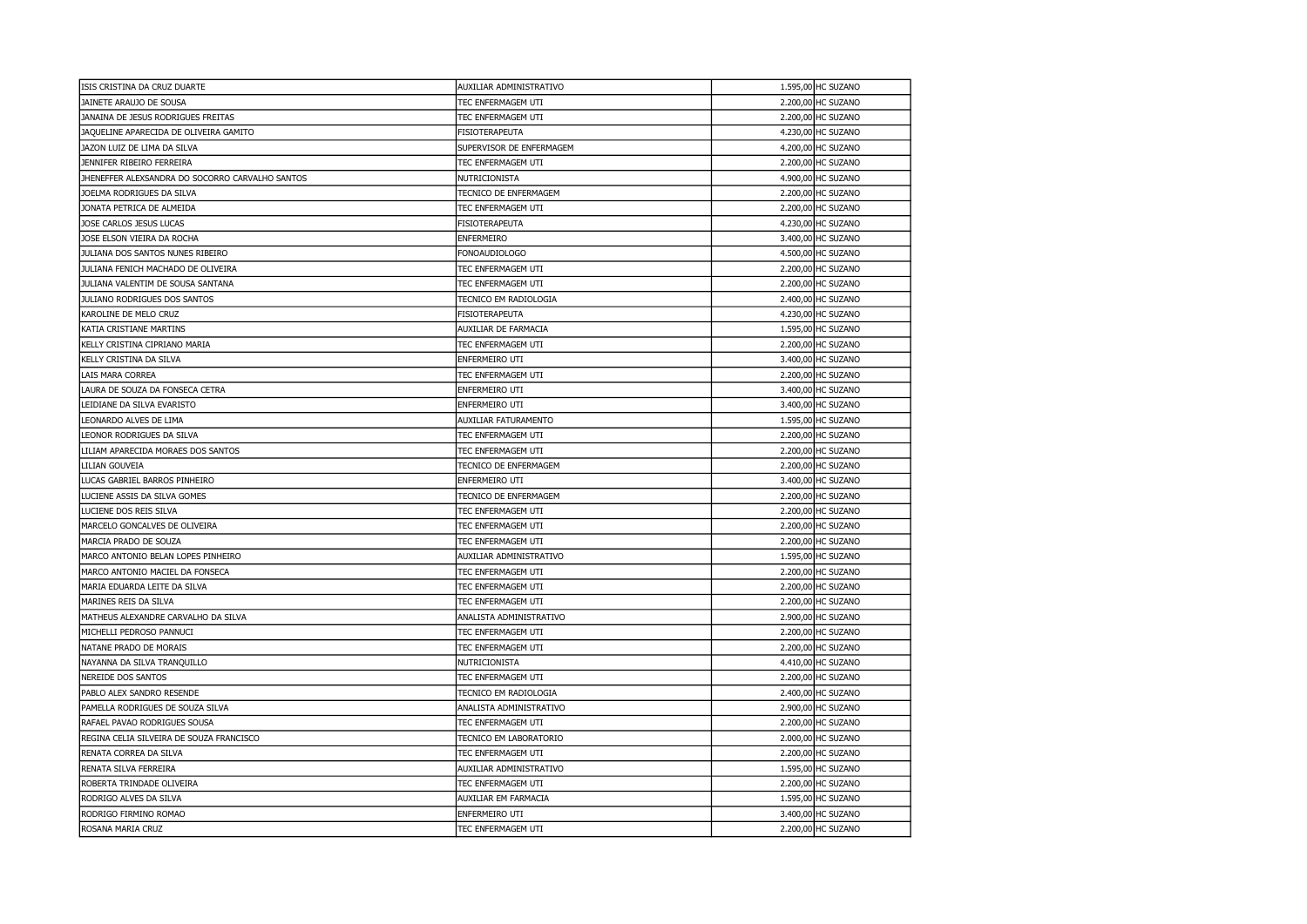| | | | |
|---|---|---|---|
| ISIS CRISTINA DA CRUZ DUARTE | AUXILIAR ADMINISTRATIVO | 1.595,00 | HC SUZANO |
| JAINETE ARAUJO DE SOUSA | TEC ENFERMAGEM UTI | 2.200,00 | HC SUZANO |
| JANAINA DE JESUS RODRIGUES FREITAS | TEC ENFERMAGEM UTI | 2.200,00 | HC SUZANO |
| JAQUELINE APARECIDA DE OLIVEIRA GAMITO | FISIOTERAPEUTA | 4.230,00 | HC SUZANO |
| JAZON LUIZ DE LIMA DA SILVA | SUPERVISOR DE ENFERMAGEM | 4.200,00 | HC SUZANO |
| JENNIFER RIBEIRO FERREIRA | TEC ENFERMAGEM UTI | 2.200,00 | HC SUZANO |
| JHENEFFER ALEXSANDRA DO SOCORRO CARVALHO SANTOS | NUTRICIONISTA | 4.900,00 | HC SUZANO |
| JOELMA RODRIGUES DA SILVA | TECNICO DE ENFERMAGEM | 2.200,00 | HC SUZANO |
| JONATA PETRICA DE ALMEIDA | TEC ENFERMAGEM UTI | 2.200,00 | HC SUZANO |
| JOSE CARLOS JESUS LUCAS | FISIOTERAPEUTA | 4.230,00 | HC SUZANO |
| JOSE ELSON VIEIRA DA ROCHA | ENFERMEIRO | 3.400,00 | HC SUZANO |
| JULIANA DOS SANTOS NUNES RIBEIRO | FONOAUDIOLOGO | 4.500,00 | HC SUZANO |
| JULIANA FENICH MACHADO DE OLIVEIRA | TEC ENFERMAGEM UTI | 2.200,00 | HC SUZANO |
| JULIANA VALENTIM DE SOUSA SANTANA | TEC ENFERMAGEM UTI | 2.200,00 | HC SUZANO |
| JULIANO RODRIGUES DOS SANTOS | TECNICO EM RADIOLOGIA | 2.400,00 | HC SUZANO |
| KAROLINE DE MELO CRUZ | FISIOTERAPEUTA | 4.230,00 | HC SUZANO |
| KATIA CRISTIANE MARTINS | AUXILIAR DE FARMACIA | 1.595,00 | HC SUZANO |
| KELLY CRISTINA CIPRIANO MARIA | TEC ENFERMAGEM UTI | 2.200,00 | HC SUZANO |
| KELLY CRISTINA DA SILVA | ENFERMEIRO UTI | 3.400,00 | HC SUZANO |
| LAIS MARA CORREA | TEC ENFERMAGEM UTI | 2.200,00 | HC SUZANO |
| LAURA DE SOUZA DA FONSECA CETRA | ENFERMEIRO UTI | 3.400,00 | HC SUZANO |
| LEIDIANE DA SILVA EVARISTO | ENFERMEIRO UTI | 3.400,00 | HC SUZANO |
| LEONARDO ALVES DE LIMA | AUXILIAR FATURAMENTO | 1.595,00 | HC SUZANO |
| LEONOR RODRIGUES DA SILVA | TEC ENFERMAGEM UTI | 2.200,00 | HC SUZANO |
| LILIAM APARECIDA MORAES DOS SANTOS | TEC ENFERMAGEM UTI | 2.200,00 | HC SUZANO |
| LILIAN GOUVEIA | TECNICO DE ENFERMAGEM | 2.200,00 | HC SUZANO |
| LUCAS GABRIEL BARROS PINHEIRO | ENFERMEIRO UTI | 3.400,00 | HC SUZANO |
| LUCIENE ASSIS DA SILVA GOMES | TECNICO DE ENFERMAGEM | 2.200,00 | HC SUZANO |
| LUCIENE DOS REIS SILVA | TEC ENFERMAGEM UTI | 2.200,00 | HC SUZANO |
| MARCELO GONCALVES DE OLIVEIRA | TEC ENFERMAGEM UTI | 2.200,00 | HC SUZANO |
| MARCIA PRADO DE SOUZA | TEC ENFERMAGEM UTI | 2.200,00 | HC SUZANO |
| MARCO ANTONIO BELAN LOPES PINHEIRO | AUXILIAR ADMINISTRATIVO | 1.595,00 | HC SUZANO |
| MARCO ANTONIO MACIEL DA FONSECA | TEC ENFERMAGEM UTI | 2.200,00 | HC SUZANO |
| MARIA EDUARDA LEITE DA SILVA | TEC ENFERMAGEM UTI | 2.200,00 | HC SUZANO |
| MARINES REIS DA SILVA | TEC ENFERMAGEM UTI | 2.200,00 | HC SUZANO |
| MATHEUS ALEXANDRE CARVALHO DA SILVA | ANALISTA ADMINISTRATIVO | 2.900,00 | HC SUZANO |
| MICHELLI PEDROSO PANNUCI | TEC ENFERMAGEM UTI | 2.200,00 | HC SUZANO |
| NATANE PRADO DE MORAIS | TEC ENFERMAGEM UTI | 2.200,00 | HC SUZANO |
| NAYANNA DA SILVA TRANQUILLO | NUTRICIONISTA | 4.410,00 | HC SUZANO |
| NEREIDE DOS SANTOS | TEC ENFERMAGEM UTI | 2.200,00 | HC SUZANO |
| PABLO ALEX SANDRO RESENDE | TECNICO EM RADIOLOGIA | 2.400,00 | HC SUZANO |
| PAMELLA RODRIGUES DE SOUZA SILVA | ANALISTA ADMINISTRATIVO | 2.900,00 | HC SUZANO |
| RAFAEL PAVAO RODRIGUES SOUSA | TEC ENFERMAGEM UTI | 2.200,00 | HC SUZANO |
| REGINA CELIA SILVEIRA DE SOUZA FRANCISCO | TECNICO EM LABORATORIO | 2.000,00 | HC SUZANO |
| RENATA CORREA DA SILVA | TEC ENFERMAGEM UTI | 2.200,00 | HC SUZANO |
| RENATA SILVA FERREIRA | AUXILIAR ADMINISTRATIVO | 1.595,00 | HC SUZANO |
| ROBERTA TRINDADE OLIVEIRA | TEC ENFERMAGEM UTI | 2.200,00 | HC SUZANO |
| RODRIGO ALVES DA SILVA | AUXILIAR EM FARMACIA | 1.595,00 | HC SUZANO |
| RODRIGO FIRMINO ROMAO | ENFERMEIRO UTI | 3.400,00 | HC SUZANO |
| ROSANA MARIA CRUZ | TEC ENFERMAGEM UTI | 2.200,00 | HC SUZANO |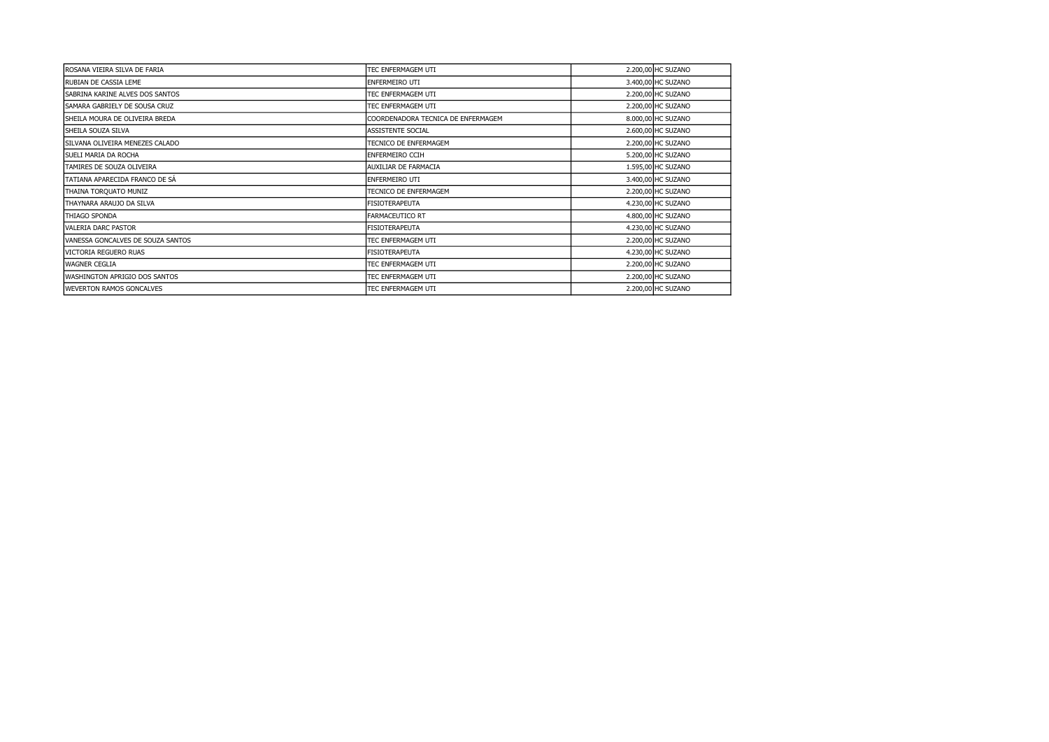| | | | |
|---|---|---|---|
| ROSANA VIEIRA SILVA DE FARIA | TEC ENFERMAGEM UTI | 2.200,00 | HC SUZANO |
| RUBIAN DE CASSIA LEME | ENFERMEIRO UTI | 3.400,00 | HC SUZANO |
| SABRINA KARINE ALVES DOS SANTOS | TEC ENFERMAGEM UTI | 2.200,00 | HC SUZANO |
| SAMARA GABRIELY DE SOUSA CRUZ | TEC ENFERMAGEM UTI | 2.200,00 | HC SUZANO |
| SHEILA MOURA DE OLIVEIRA BREDA | COORDENADORA TECNICA DE ENFERMAGEM | 8.000,00 | HC SUZANO |
| SHEILA SOUZA SILVA | ASSISTENTE SOCIAL | 2.600,00 | HC SUZANO |
| SILVANA OLIVEIRA MENEZES CALADO | TECNICO DE ENFERMAGEM | 2.200,00 | HC SUZANO |
| SUELI MARIA DA ROCHA | ENFERMEIRO CCIH | 5.200,00 | HC SUZANO |
| TAMIRES DE SOUZA OLIVEIRA | AUXILIAR DE FARMACIA | 1.595,00 | HC SUZANO |
| TATIANA APARECIDA FRANCO DE SÁ | ENFERMEIRO UTI | 3.400,00 | HC SUZANO |
| THAINA TORQUATO MUNIZ | TECNICO DE ENFERMAGEM | 2.200,00 | HC SUZANO |
| THAYNARA ARAUJO DA SILVA | FISIOTERAPEUTA | 4.230,00 | HC SUZANO |
| THIAGO SPONDA | FARMACEUTICO RT | 4.800,00 | HC SUZANO |
| VALERIA DARC PASTOR | FISIOTERAPEUTA | 4.230,00 | HC SUZANO |
| VANESSA GONCALVES DE SOUZA SANTOS | TEC ENFERMAGEM UTI | 2.200,00 | HC SUZANO |
| VICTORIA REGUERO RUAS | FISIOTERAPEUTA | 4.230,00 | HC SUZANO |
| WAGNER CEGLIA | TEC ENFERMAGEM UTI | 2.200,00 | HC SUZANO |
| WASHINGTON APRIGIO DOS SANTOS | TEC ENFERMAGEM UTI | 2.200,00 | HC SUZANO |
| WEVERTON RAMOS GONCALVES | TEC ENFERMAGEM UTI | 2.200,00 | HC SUZANO |